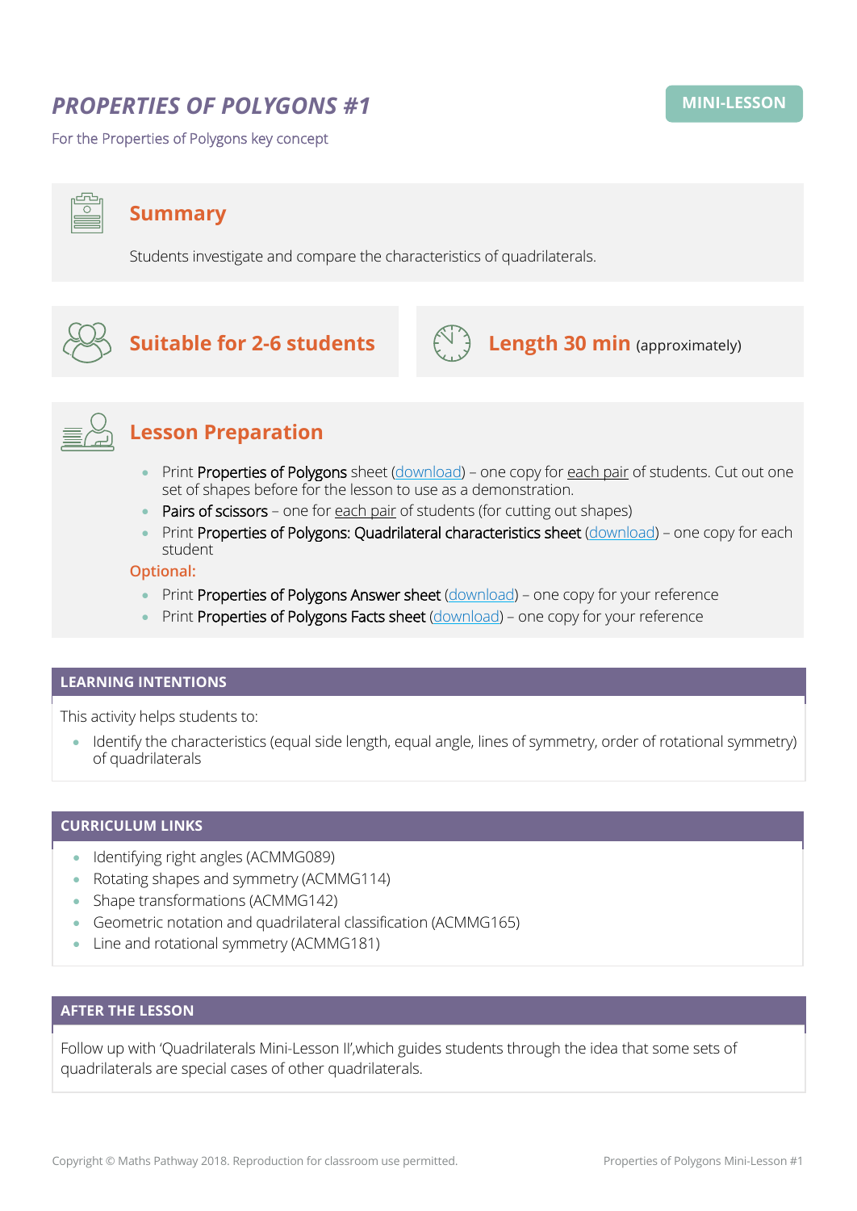# *PROPERTIES OF POLYGONS #1*

**MINI-LESSON**

For the Properties of Polygons key concept

## Summary

Students investigate and compare the characteristics of quadrilaterals.

## Suitable for 2-6 students

## Length 30 min (approximately)

## Lesson Preparation

- Print **Properties of Polygons** sheet (download) – one copy for each pair of students. Cut out one set of shapes before for the lesson to use as a demonstration.
- **Pairs of scissors** – one for each pair of students (for cutting out shapes)
- Print **Properties of Polygons: Quadrilateral characteristics sheet** (download) – one copy for each student

**Optional:**

- Print **Properties of Polygons Answer sheet** (download) – one copy for your reference
- Print **Properties of Polygons Facts sheet** (download) – one copy for your reference

## LEARNING INTENTIONS

This activity helps students to:

- Identify the characteristics (equal side length, equal angle, lines of symmetry, order of rotational symmetry) of quadrilaterals

## CURRICULUM LINKS

- Identifying right angles (ACMMG089)
- Rotating shapes and symmetry (ACMMG114)
- Shape transformations (ACMMG142)
- Geometric notation and quadrilateral classification (ACMMG165)
- Line and rotational symmetry (ACMMG181)

## AFTER THE LESSON

Follow up with 'Quadrilaterals Mini-Lesson II',which guides students through the idea that some sets of quadrilaterals are special cases of other quadrilaterals.

Copyright © Maths Pathway 2018. Reproduction for classroom use permitted.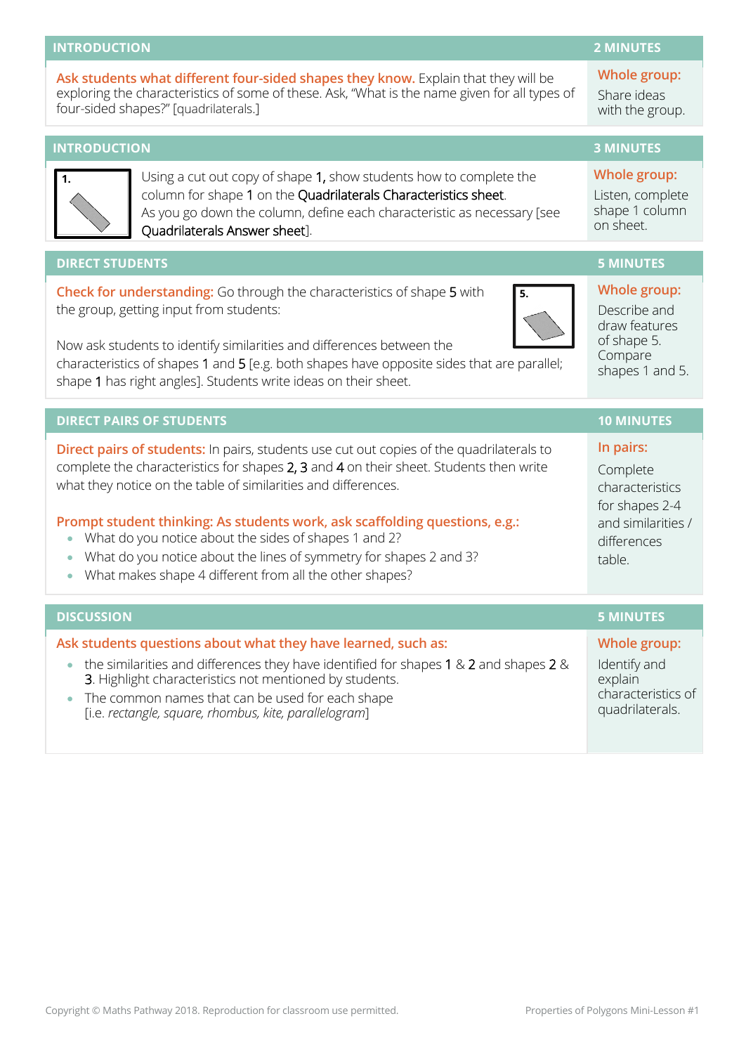| INTRODUCTION | 2 MINUTES |
| --- | --- |
| **Ask students what different four-sided shapes they know.** Explain that they will be exploring the characteristics of some of these. Ask, "What is the name given for all types of four-sided shapes?" [quadrilaterals.] | **Whole group:** Share ideas with the group. |

| INTRODUCTION | 3 MINUTES |
| --- | --- |
| 1. Using a cut out copy of shape **1**, show students how to complete the column for shape **1** on the Quadrilaterals Characteristics sheet. As you go down the column, define each characteristic as necessary [see Quadrilaterals Answer sheet]. | **Whole group:** Listen, complete shape 1 column on sheet. |

| DIRECT STUDENTS | 5 MINUTES |
| --- | --- |
| **Check for understanding:** Go through the characteristics of shape **5** with the group, getting input from students: 5. <br><br> Now ask students to identify similarities and differences between the characteristics of shapes **1** and **5** [e.g. both shapes have opposite sides that are parallel; shape **1** has right angles]. Students write ideas on their sheet. | **Whole group:** Describe and draw features of shape 5. Compare shapes 1 and 5. |

| DIRECT PAIRS OF STUDENTS | 10 MINUTES |
| --- | --- |
| **Direct pairs of students:** In pairs, students use cut out copies of the quadrilaterals to complete the characteristics for shapes **2**, **3** and **4** on their sheet. Students then write what they notice on the table of similarities and differences. <br><br> **Prompt student thinking: As students work, ask scaffolding questions, e.g.:** <br> • What do you notice about the sides of shapes 1 and 2? <br> • What do you notice about the lines of symmetry for shapes 2 and 3? <br> • What makes shape 4 different from all the other shapes? | **In pairs:** Complete characteristics for shapes 2-4 and similarities / differences table. |

| DISCUSSION | 5 MINUTES |
| --- | --- |
| **Ask students questions about what they have learned, such as:** <br> • the similarities and differences they have identified for shapes **1** & **2** and shapes **2** & **3**. Highlight characteristics not mentioned by students. <br> • The common names that can be used for each shape [i.e. *rectangle, square, rhombus, kite, parallelogram*] | **Whole group:** Identify and explain characteristics of quadrilaterals. |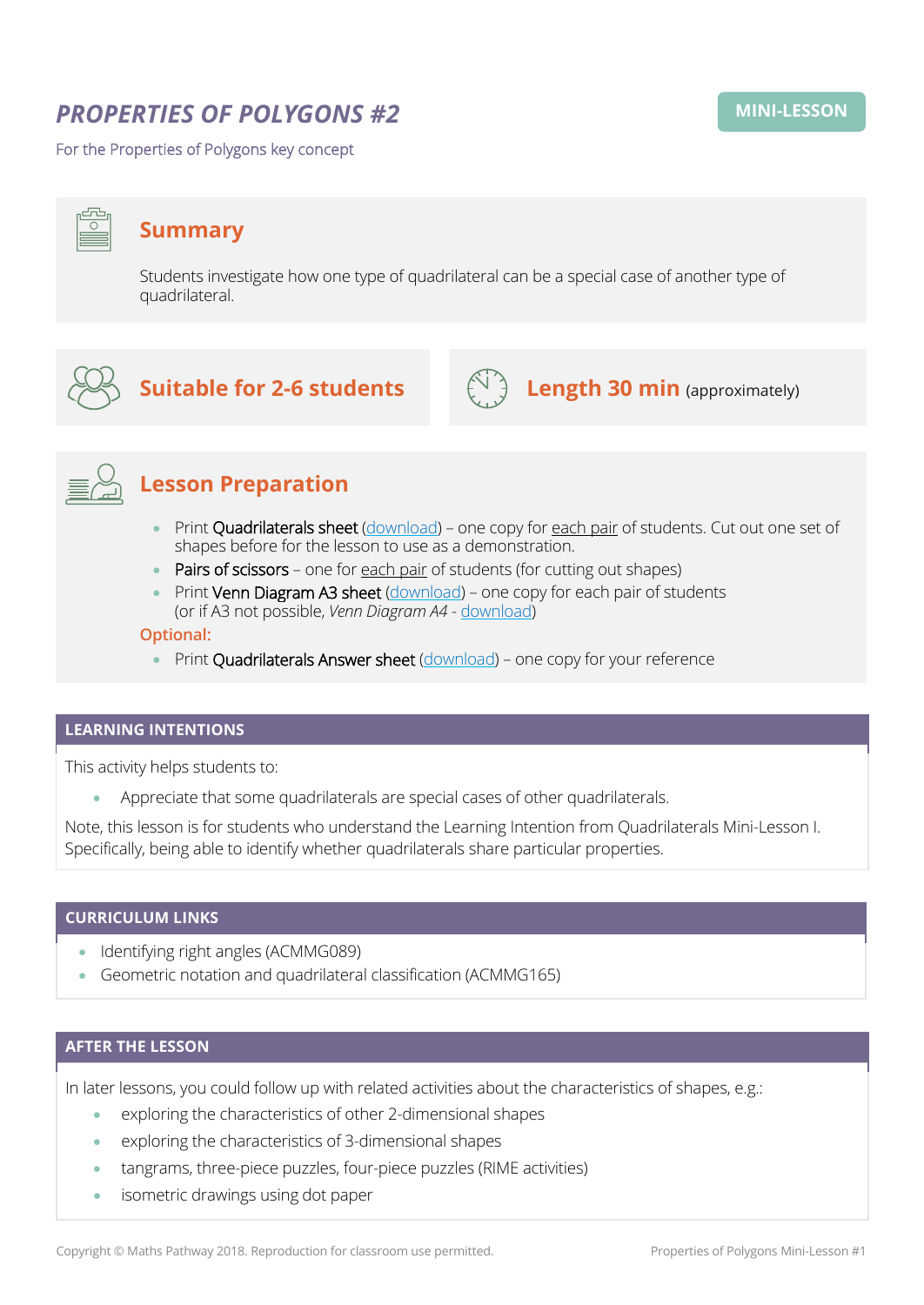# *PROPERTIES OF POLYGONS #2*

**MINI-LESSON**

For the Properties of Polygons key concept

## Summary

Students investigate how one type of quadrilateral can be a special case of another type of quadrilateral.

## Suitable for 2-6 students

## Length 30 min (approximately)

## Lesson Preparation

- Print Quadrilaterals sheet (download) – one copy for each pair of students. Cut out one set of shapes before the lesson to use as a demonstration.
- Pairs of scissors – one for each pair of students (for cutting out shapes)
- Print Venn Diagram A3 sheet (download) – one copy for each pair of students (or if A3 not possible, *Venn Diagram A4* - download)

**Optional:**

- Print Quadrilaterals Answer sheet (download) – one copy for your reference

## LEARNING INTENTIONS

This activity helps students to:

- Appreciate that some quadrilaterals are special cases of other quadrilaterals.

Note, this lesson is for students who understand the Learning Intention from Quadrilaterals Mini-Lesson I. Specifically, being able to identify whether quadrilaterals share particular properties.

## CURRICULUM LINKS

- Identifying right angles (ACMMG089)
- Geometric notation and quadrilateral classification (ACMMG165)

## AFTER THE LESSON

In later lessons, you could follow up with related activities about the characteristics of shapes, e.g.:

- exploring the characteristics of other 2-dimensional shapes
- exploring the characteristics of 3-dimensional shapes
- tangrams, three-piece puzzles, four-piece puzzles (RIME activities)
- isometric drawings using dot paper

Copyright © Maths Pathway 2018. Reproduction for classroom use permitted.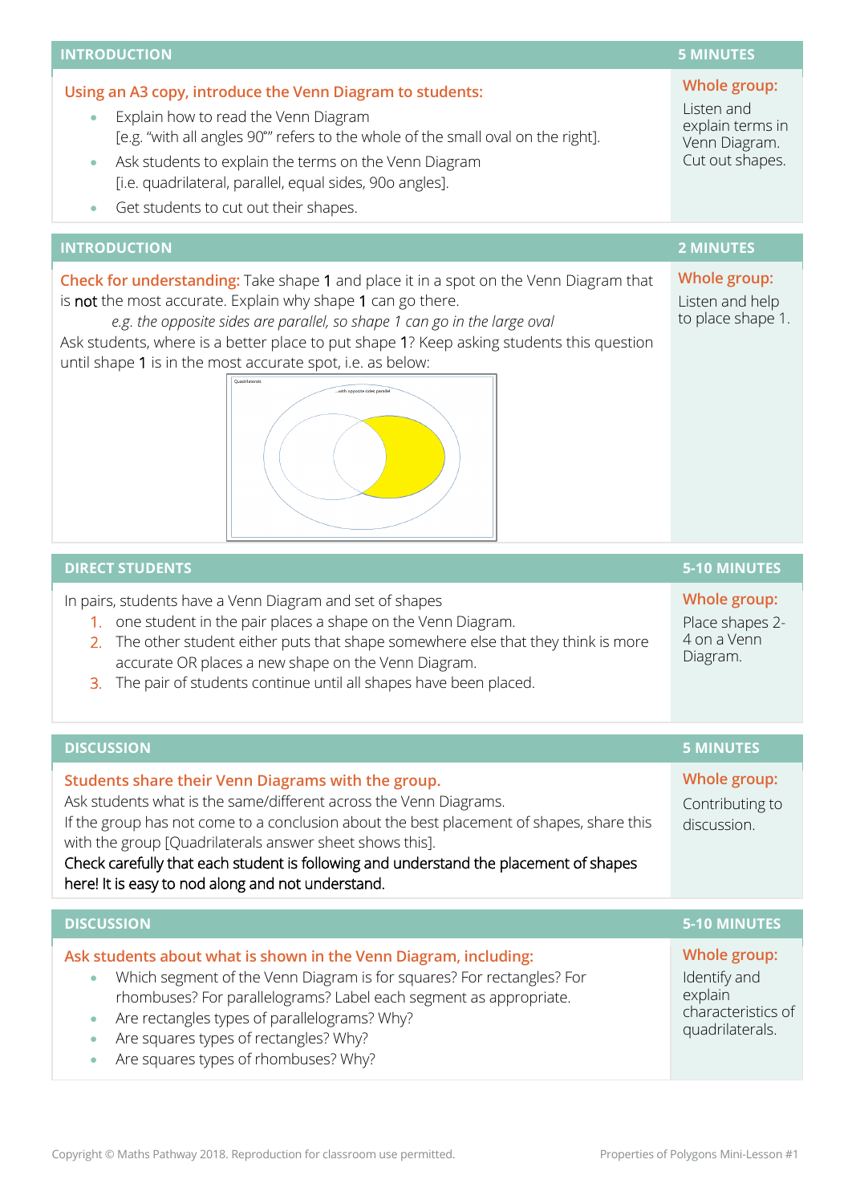## INTRODUCTION — 5 MINUTES

**Using an A3 copy, introduce the Venn Diagram to students:**

- Explain how to read the Venn Diagram
  [e.g. "with all angles 90°" refers to the whole of the small oval on the right].
- Ask students to explain the terms on the Venn Diagram
  [i.e. quadrilateral, parallel, equal sides, 90o angles].
- Get students to cut out their shapes.

**Whole group:** Listen and explain terms in Venn Diagram. Cut out shapes.

## INTRODUCTION — 2 MINUTES

**Check for understanding:** Take shape 1 and place it in a spot on the Venn Diagram that is **not** the most accurate. Explain why shape 1 can go there.

*e.g. the opposite sides are parallel, so shape 1 can go in the large oval*

Ask students, where is a better place to put shape 1? Keep asking students this question until shape 1 is in the most accurate spot, i.e. as below:

Quadrilaterals

...with opposite sides parallel

**Whole group:** Listen and help to place shape 1.

## DIRECT STUDENTS — 5-10 MINUTES

In pairs, students have a Venn Diagram and set of shapes

1. one student in the pair places a shape on the Venn Diagram.
2. The other student either puts that shape somewhere else that they think is more accurate OR places a new shape on the Venn Diagram.
3. The pair of students continue until all shapes have been placed.

**Whole group:** Place shapes 2-4 on a Venn Diagram.

## DISCUSSION — 5 MINUTES

**Students share their Venn Diagrams with the group.**

Ask students what is the same/different across the Venn Diagrams.

If the group has not come to a conclusion about the best placement of shapes, share this with the group [Quadrilaterals answer sheet shows this].

Check carefully that each student is following and understand the placement of shapes here! It is easy to nod along and not understand.

**Whole group:** Contributing to discussion.

## DISCUSSION — 5-10 MINUTES

**Ask students about what is shown in the Venn Diagram, including:**

- Which segment of the Venn Diagram is for squares? For rectangles? For rhombuses? For parallelograms? Label each segment as appropriate.
- Are rectangles types of parallelograms? Why?
- Are squares types of rectangles? Why?
- Are squares types of rhombuses? Why?

**Whole group:** Identify and explain characteristics of quadrilaterals.

Copyright © Maths Pathway 2018. Reproduction for classroom use permitted.